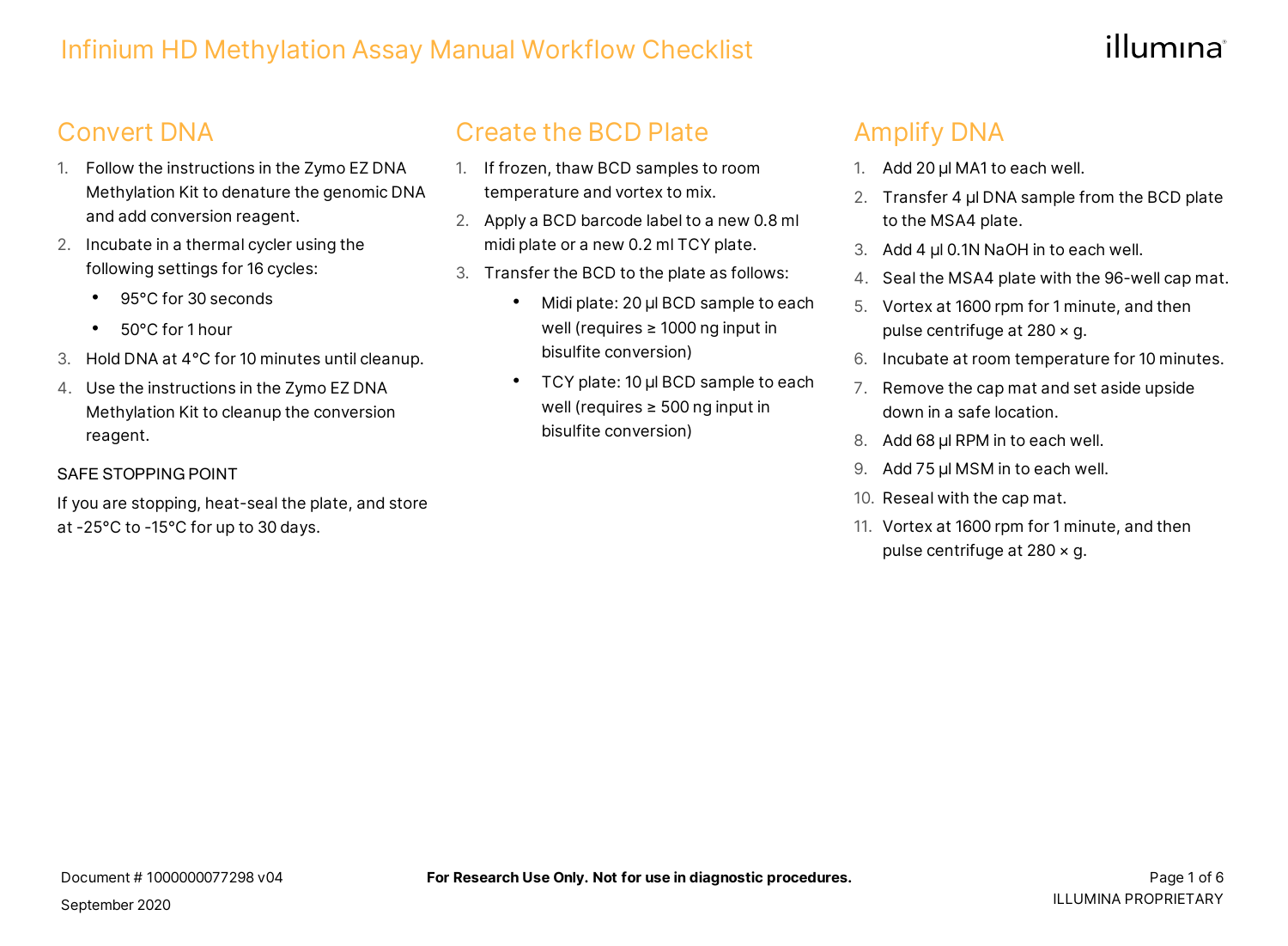# Infinium HD Methylation Assay Manual Workflow Checklist

## Convert DNA

1. Follow the instructions in the Zymo EZ DNA Methylation Kit to denature the genomic DNA and add conversion reagent.
2. Incubate in a thermal cycler using the following settings for 16 cycles:
   - 95°C for 30 seconds
   - 50°C for 1 hour
3. Hold DNA at 4°C for 10 minutes until cleanup.
4. Use the instructions in the Zymo EZ DNA Methylation Kit to cleanup the conversion reagent.

SAFE STOPPING POINT

If you are stopping, heat-seal the plate, and store at -25°C to -15°C for up to 30 days.

## Create the BCD Plate

1. If frozen, thaw BCD samples to room temperature and vortex to mix.
2. Apply a BCD barcode label to a new 0.8 ml midi plate or a new 0.2 ml TCY plate.
3. Transfer the BCD to the plate as follows:
   - Midi plate: 20 µl BCD sample to each well (requires ≥ 1000 ng input in bisulfite conversion)
   - TCY plate: 10 µl BCD sample to each well (requires ≥ 500 ng input in bisulfite conversion)

## Amplify DNA

1. Add 20 µl MA1 to each well.
2. Transfer 4 µl DNA sample from the BCD plate to the MSA4 plate.
3. Add 4 µl 0.1N NaOH in to each well.
4. Seal the MSA4 plate with the 96-well cap mat.
5. Vortex at 1600 rpm for 1 minute, and then pulse centrifuge at 280 × g.
6. Incubate at room temperature for 10 minutes.
7. Remove the cap mat and set aside upside down in a safe location.
8. Add 68 µl RPM in to each well.
9. Add 75 µl MSM in to each well.
10. Reseal with the cap mat.
11. Vortex at 1600 rpm for 1 minute, and then pulse centrifuge at 280 × g.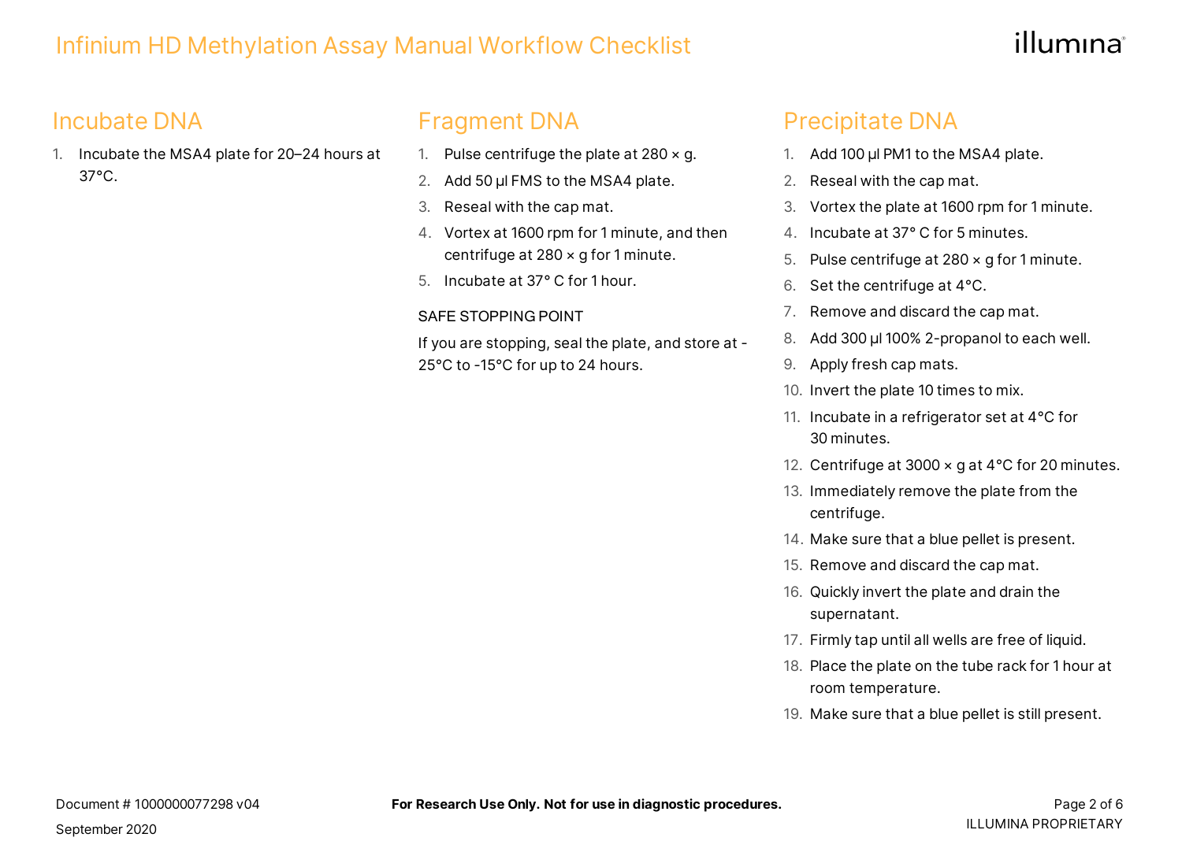## Incubate DNA

1. Incubate the MSA4 plate for 20–24 hours at 37°C.

## Fragment DNA

1. Pulse centrifuge the plate at 280 × g.
2. Add 50 µl FMS to the MSA4 plate.
3. Reseal with the cap mat.
4. Vortex at 1600 rpm for 1 minute, and then centrifuge at 280 × g for 1 minute.
5. Incubate at 37° C for 1 hour.

SAFE STOPPING POINT

If you are stopping, seal the plate, and store at -25°C to -15°C for up to 24 hours.

## Precipitate DNA

1. Add 100 µl PM1 to the MSA4 plate.
2. Reseal with the cap mat.
3. Vortex the plate at 1600 rpm for 1 minute.
4. Incubate at 37° C for 5 minutes.
5. Pulse centrifuge at 280 × g for 1 minute.
6. Set the centrifuge at 4°C.
7. Remove and discard the cap mat.
8. Add 300 µl 100% 2-propanol to each well.
9. Apply fresh cap mats.
10. Invert the plate 10 times to mix.
11. Incubate in a refrigerator set at 4°C for 30 minutes.
12. Centrifuge at 3000 × g at 4°C for 20 minutes.
13. Immediately remove the plate from the centrifuge.
14. Make sure that a blue pellet is present.
15. Remove and discard the cap mat.
16. Quickly invert the plate and drain the supernatant.
17. Firmly tap until all wells are free of liquid.
18. Place the plate on the tube rack for 1 hour at room temperature.
19. Make sure that a blue pellet is still present.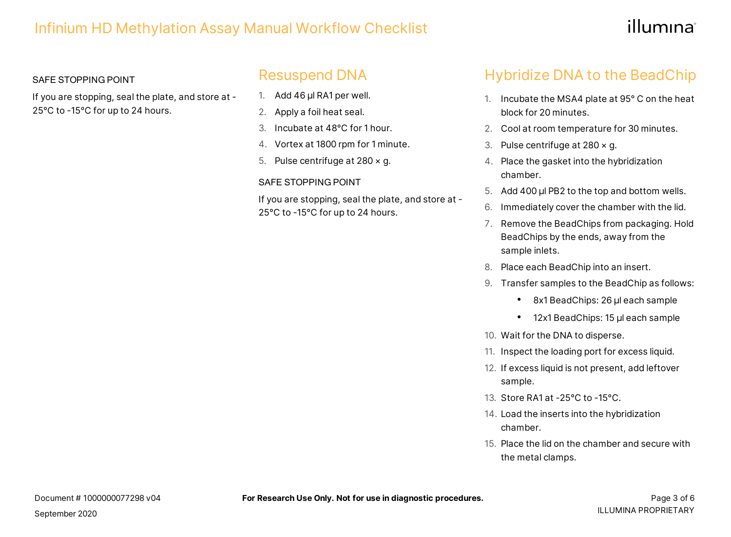SAFE STOPPING POINT

If you are stopping, seal the plate, and store at -25°C to -15°C for up to 24 hours.

## Resuspend DNA

1. Add 46 µl RA1 per well.
2. Apply a foil heat seal.
3. Incubate at 48°C for 1 hour.
4. Vortex at 1800 rpm for 1 minute.
5. Pulse centrifuge at 280 × g.

SAFE STOPPING POINT

If you are stopping, seal the plate, and store at -25°C to -15°C for up to 24 hours.

## Hybridize DNA to the BeadChip

1. Incubate the MSA4 plate at 95° C on the heat block for 20 minutes.
2. Cool at room temperature for 30 minutes.
3. Pulse centrifuge at 280 × g.
4. Place the gasket into the hybridization chamber.
5. Add 400 µl PB2 to the top and bottom wells.
6. Immediately cover the chamber with the lid.
7. Remove the BeadChips from packaging. Hold BeadChips by the ends, away from the sample inlets.
8. Place each BeadChip into an insert.
9. Transfer samples to the BeadChip as follows:
    - 8x1 BeadChips: 26 µl each sample
    - 12x1 BeadChips: 15 µl each sample
10. Wait for the DNA to disperse.
11. Inspect the loading port for excess liquid.
12. If excess liquid is not present, add leftover sample.
13. Store RA1 at -25°C to -15°C.
14. Load the inserts into the hybridization chamber.
15. Place the lid on the chamber and secure with the metal clamps.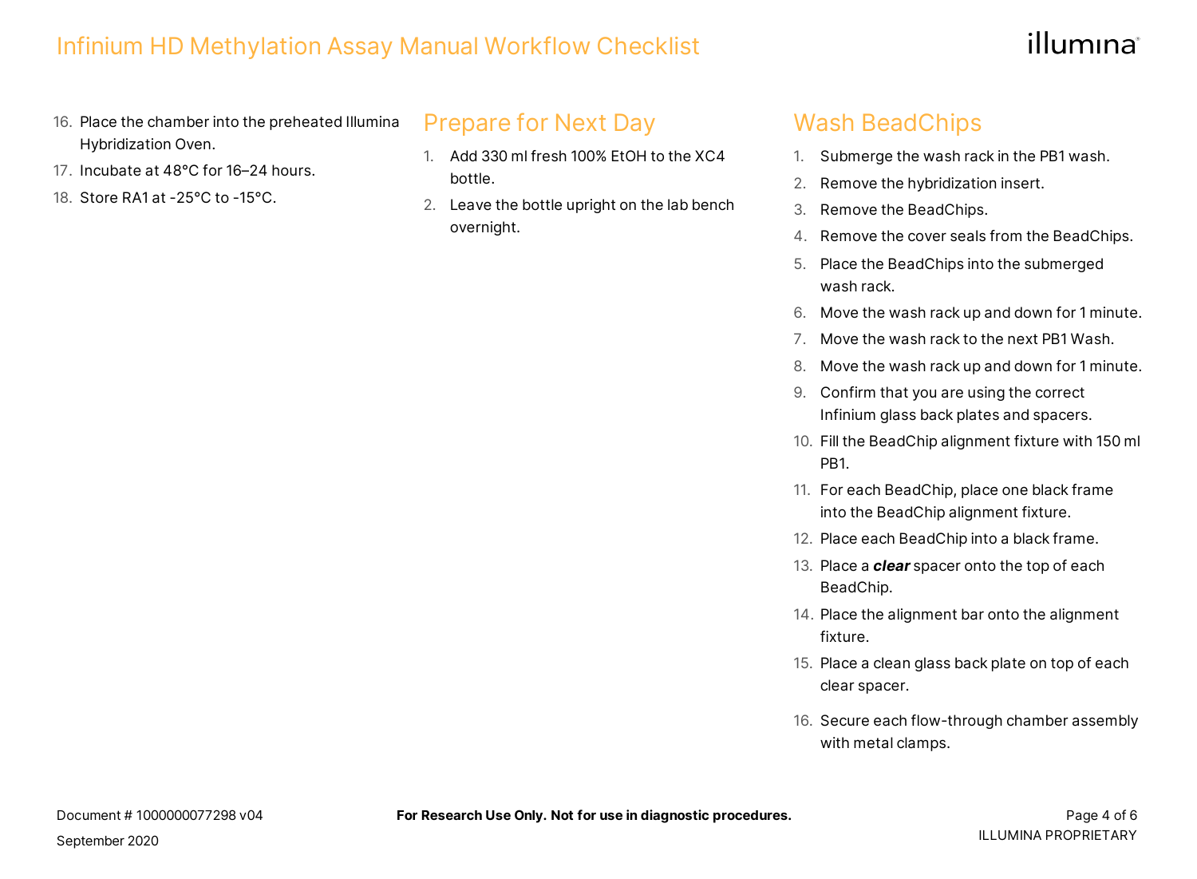16. Place the chamber into the preheated Illumina Hybridization Oven.
17. Incubate at 48°C for 16–24 hours.
18. Store RA1 at -25°C to -15°C.

## Prepare for Next Day

1. Add 330 ml fresh 100% EtOH to the XC4 bottle.
2. Leave the bottle upright on the lab bench overnight.

## Wash BeadChips

1. Submerge the wash rack in the PB1 wash.
2. Remove the hybridization insert.
3. Remove the BeadChips.
4. Remove the cover seals from the BeadChips.
5. Place the BeadChips into the submerged wash rack.
6. Move the wash rack up and down for 1 minute.
7. Move the wash rack to the next PB1 Wash.
8. Move the wash rack up and down for 1 minute.
9. Confirm that you are using the correct Infinium glass back plates and spacers.
10. Fill the BeadChip alignment fixture with 150 ml PB1.
11. For each BeadChip, place one black frame into the BeadChip alignment fixture.
12. Place each BeadChip into a black frame.
13. Place a ***clear*** spacer onto the top of each BeadChip.
14. Place the alignment bar onto the alignment fixture.
15. Place a clean glass back plate on top of each clear spacer.
16. Secure each flow-through chamber assembly with metal clamps.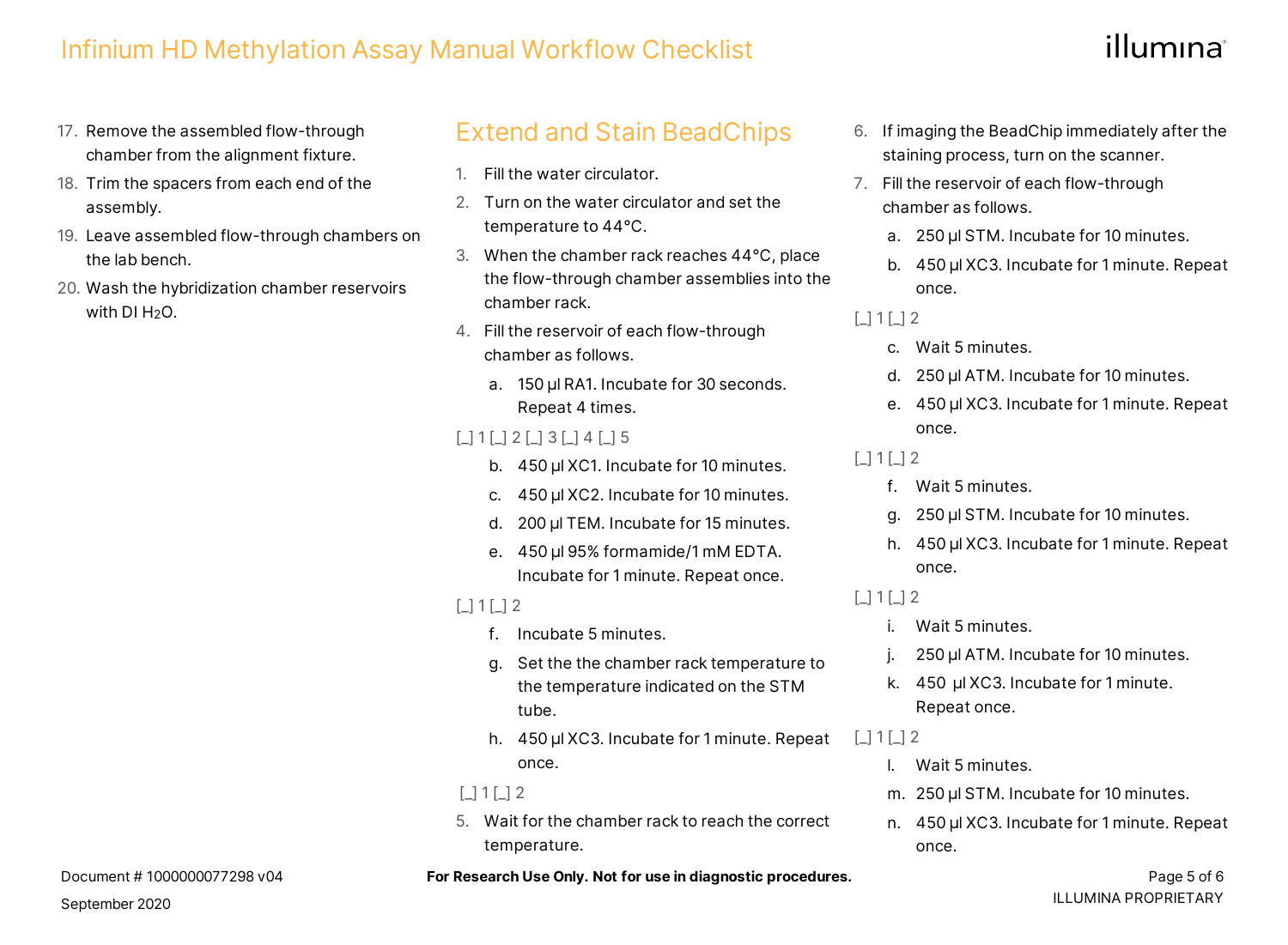17. Remove the assembled flow-through chamber from the alignment fixture.
18. Trim the spacers from each end of the assembly.
19. Leave assembled flow-through chambers on the lab bench.
20. Wash the hybridization chamber reservoirs with DI $H_2O$.

## Extend and Stain BeadChips

1. Fill the water circulator.
2. Turn on the water circulator and set the temperature to 44°C.
3. When the chamber rack reaches 44°C, place the flow-through chamber assemblies into the chamber rack.
4. Fill the reservoir of each flow-through chamber as follows.
   a. 150 µl RA1. Incubate for 30 seconds. Repeat 4 times.

   [_] 1 [_] 2 [_] 3 [_] 4 [_] 5

   b. 450 µl XC1. Incubate for 10 minutes.
   c. 450 µl XC2. Incubate for 10 minutes.
   d. 200 µl TEM. Incubate for 15 minutes.
   e. 450 µl 95% formamide/1 mM EDTA. Incubate for 1 minute. Repeat once.

   [_] 1 [_] 2

   f. Incubate 5 minutes.
   g. Set the the chamber rack temperature to the temperature indicated on the STM tube.
   h. 450 µl XC3. Incubate for 1 minute. Repeat once.

   [_] 1 [_] 2

5. Wait for the chamber rack to reach the correct temperature.
6. If imaging the BeadChip immediately after the staining process, turn on the scanner.
7. Fill the reservoir of each flow-through chamber as follows.
   a. 250 µl STM. Incubate for 10 minutes.
   b. 450 µl XC3. Incubate for 1 minute. Repeat once.

   [_] 1 [_] 2

   c. Wait 5 minutes.
   d. 250 µl ATM. Incubate for 10 minutes.
   e. 450 µl XC3. Incubate for 1 minute. Repeat once.

   [_] 1 [_] 2

   f. Wait 5 minutes.
   g. 250 µl STM. Incubate for 10 minutes.
   h. 450 µl XC3. Incubate for 1 minute. Repeat once.

   [_] 1 [_] 2

   i. Wait 5 minutes.
   j. 250 µl ATM. Incubate for 10 minutes.
   k. 450 µl XC3. Incubate for 1 minute. Repeat once.

   [_] 1 [_] 2

   l. Wait 5 minutes.
   m. 250 µl STM. Incubate for 10 minutes.
   n. 450 µl XC3. Incubate for 1 minute. Repeat once.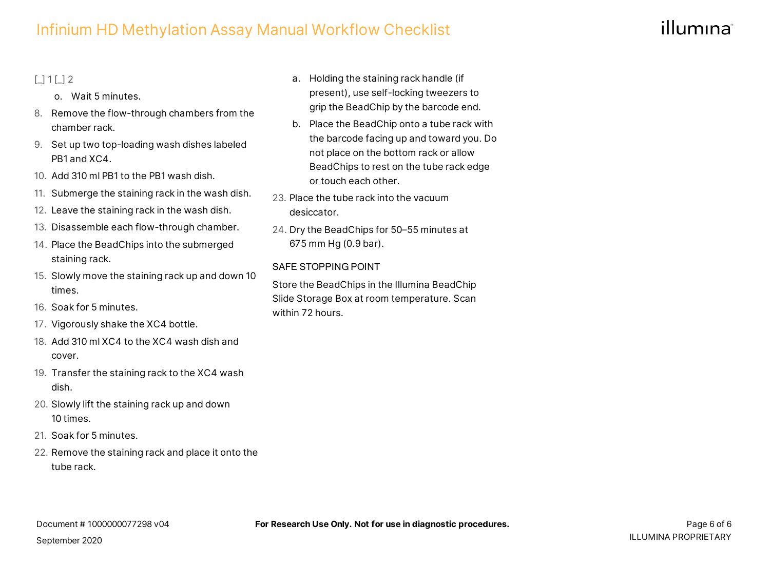[_] 1 [_] 2

   o. Wait 5 minutes.

8. Remove the flow-through chambers from the chamber rack.
9. Set up two top-loading wash dishes labeled PB1 and XC4.
10. Add 310 ml PB1 to the PB1 wash dish.
11. Submerge the staining rack in the wash dish.
12. Leave the staining rack in the wash dish.
13. Disassemble each flow-through chamber.
14. Place the BeadChips into the submerged staining rack.
15. Slowly move the staining rack up and down 10 times.
16. Soak for 5 minutes.
17. Vigorously shake the XC4 bottle.
18. Add 310 ml XC4 to the XC4 wash dish and cover.
19. Transfer the staining rack to the XC4 wash dish.
20. Slowly lift the staining rack up and down 10 times.
21. Soak for 5 minutes.
22. Remove the staining rack and place it onto the tube rack.
    a. Holding the staining rack handle (if present), use self-locking tweezers to grip the BeadChip by the barcode end.
    b. Place the BeadChip onto a tube rack with the barcode facing up and toward you. Do not place on the bottom rack or allow BeadChips to rest on the tube rack edge or touch each other.
23. Place the tube rack into the vacuum desiccator.
24. Dry the BeadChips for 50–55 minutes at 675 mm Hg (0.9 bar).

SAFE STOPPING POINT

Store the BeadChips in the Illumina BeadChip Slide Storage Box at room temperature. Scan within 72 hours.